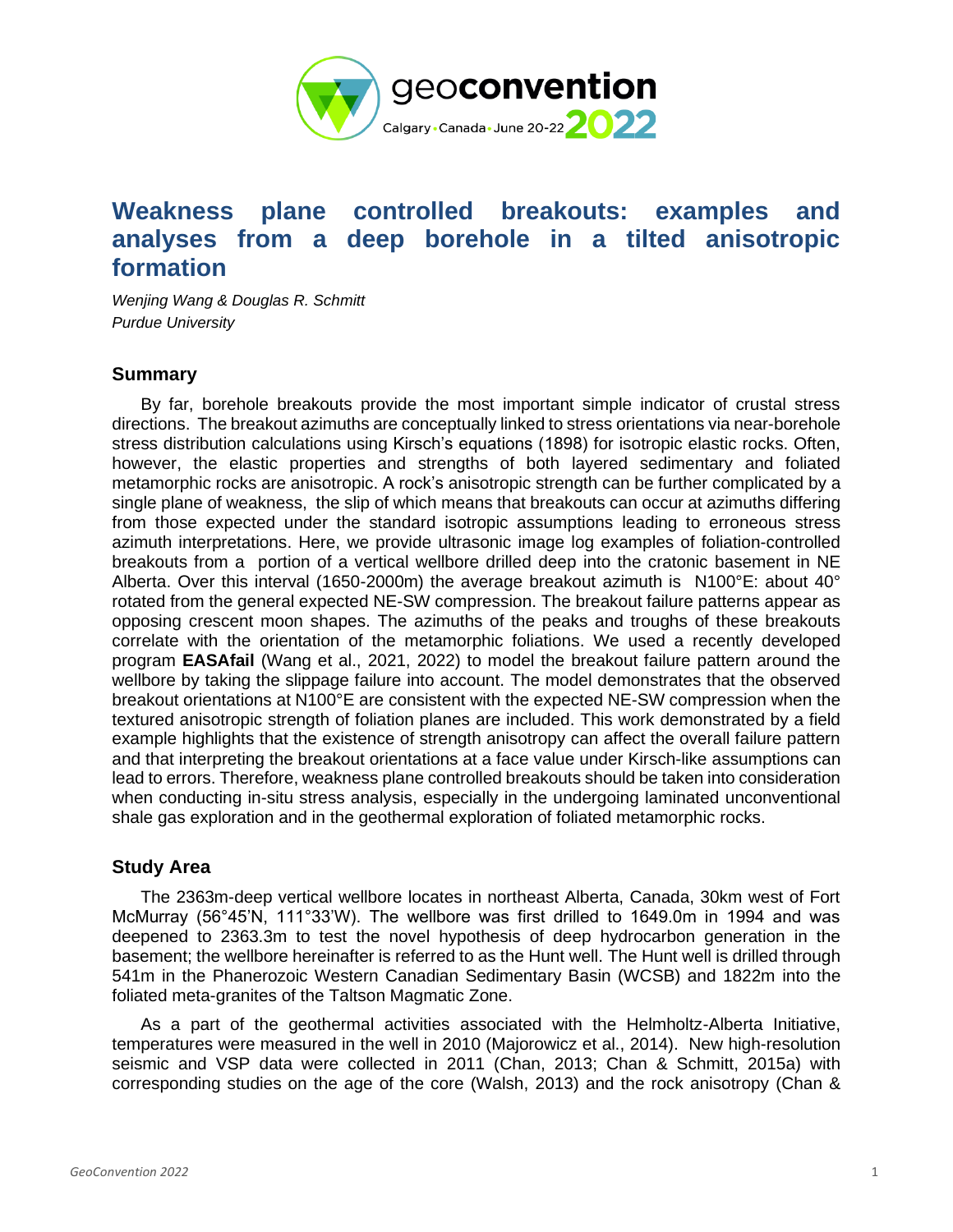# Weakness plane controlled breakouts: examples and analyses from a deep borehole in a tilted anisotropic formation

*Wenjing Wang & Douglas R. Schmitt*
*Purdue University*

## Summary

By far, borehole breakouts provide the most important simple indicator of crustal stress directions. The breakout azimuths are conceptually linked to stress orientations via near-borehole stress distribution calculations using Kirsch's equations (1898) for isotropic elastic rocks. Often, however, the elastic properties and strengths of both layered sedimentary and foliated metamorphic rocks are anisotropic. A rock's anisotropic strength can be further complicated by a single plane of weakness, the slip of which means that breakouts can occur at azimuths differing from those expected under the standard isotropic assumptions leading to erroneous stress azimuth interpretations. Here, we provide ultrasonic image log examples of foliation-controlled breakouts from a portion of a vertical wellbore drilled deep into the cratonic basement in NE Alberta. Over this interval (1650-2000m) the average breakout azimuth is N100°E: about 40° rotated from the general expected NE-SW compression. The breakout failure patterns appear as opposing crescent moon shapes. The azimuths of the peaks and troughs of these breakouts correlate with the orientation of the metamorphic foliations. We used a recently developed program **EASAfail** (Wang et al., 2021, 2022) to model the breakout failure pattern around the wellbore by taking the slippage failure into account. The model demonstrates that the observed breakout orientations at N100°E are consistent with the expected NE-SW compression when the textured anisotropic strength of foliation planes are included. This work demonstrated by a field example highlights that the existence of strength anisotropy can affect the overall failure pattern and that interpreting the breakout orientations at a face value under Kirsch-like assumptions can lead to errors. Therefore, weakness plane controlled breakouts should be taken into consideration when conducting in-situ stress analysis, especially in the undergoing laminated unconventional shale gas exploration and in the geothermal exploration of foliated metamorphic rocks.

## Study Area

The 2363m-deep vertical wellbore locates in northeast Alberta, Canada, 30km west of Fort McMurray (56°45'N, 111°33'W). The wellbore was first drilled to 1649.0m in 1994 and was deepened to 2363.3m to test the novel hypothesis of deep hydrocarbon generation in the basement; the wellbore hereinafter is referred to as the Hunt well. The Hunt well is drilled through 541m in the Phanerozoic Western Canadian Sedimentary Basin (WCSB) and 1822m into the foliated meta-granites of the Taltson Magmatic Zone.

As a part of the geothermal activities associated with the Helmholtz-Alberta Initiative, temperatures were measured in the well in 2010 (Majorowicz et al., 2014). New high-resolution seismic and VSP data were collected in 2011 (Chan, 2013; Chan & Schmitt, 2015a) with corresponding studies on the age of the core (Walsh, 2013) and the rock anisotropy (Chan &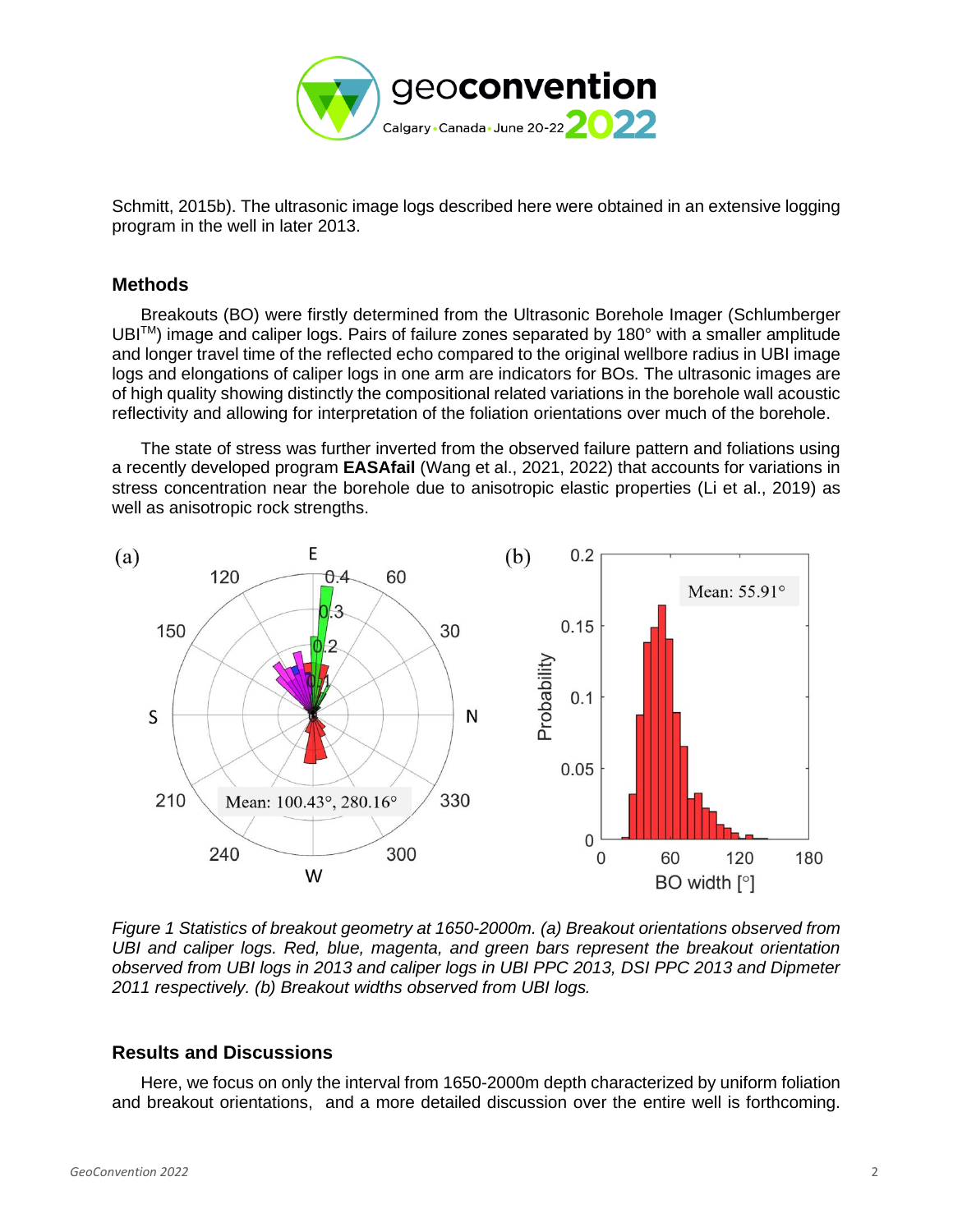Schmitt, 2015b). The ultrasonic image logs described here were obtained in an extensive logging program in the well in later 2013.

## Methods

Breakouts (BO) were firstly determined from the Ultrasonic Borehole Imager (Schlumberger UBI™) image and caliper logs. Pairs of failure zones separated by 180° with a smaller amplitude and longer travel time of the reflected echo compared to the original wellbore radius in UBI image logs and elongations of caliper logs in one arm are indicators for BOs. The ultrasonic images are of high quality showing distinctly the compositional related variations in the borehole wall acoustic reflectivity and allowing for interpretation of the foliation orientations over much of the borehole.

The state of stress was further inverted from the observed failure pattern and foliations using a recently developed program **EASAfail** (Wang et al., 2021, 2022) that accounts for variations in stress concentration near the borehole due to anisotropic elastic properties (Li et al., 2019) as well as anisotropic rock strengths.

*Figure 1 Statistics of breakout geometry at 1650-2000m. (a) Breakout orientations observed from UBI and caliper logs. Red, blue, magenta, and green bars represent the breakout orientation observed from UBI logs in 2013 and caliper logs in UBI PPC 2013, DSI PPC 2013 and Dipmeter 2011 respectively. (b) Breakout widths observed from UBI logs.*

## Results and Discussions

Here, we focus on only the interval from 1650-2000m depth characterized by uniform foliation and breakout orientations, and a more detailed discussion over the entire well is forthcoming.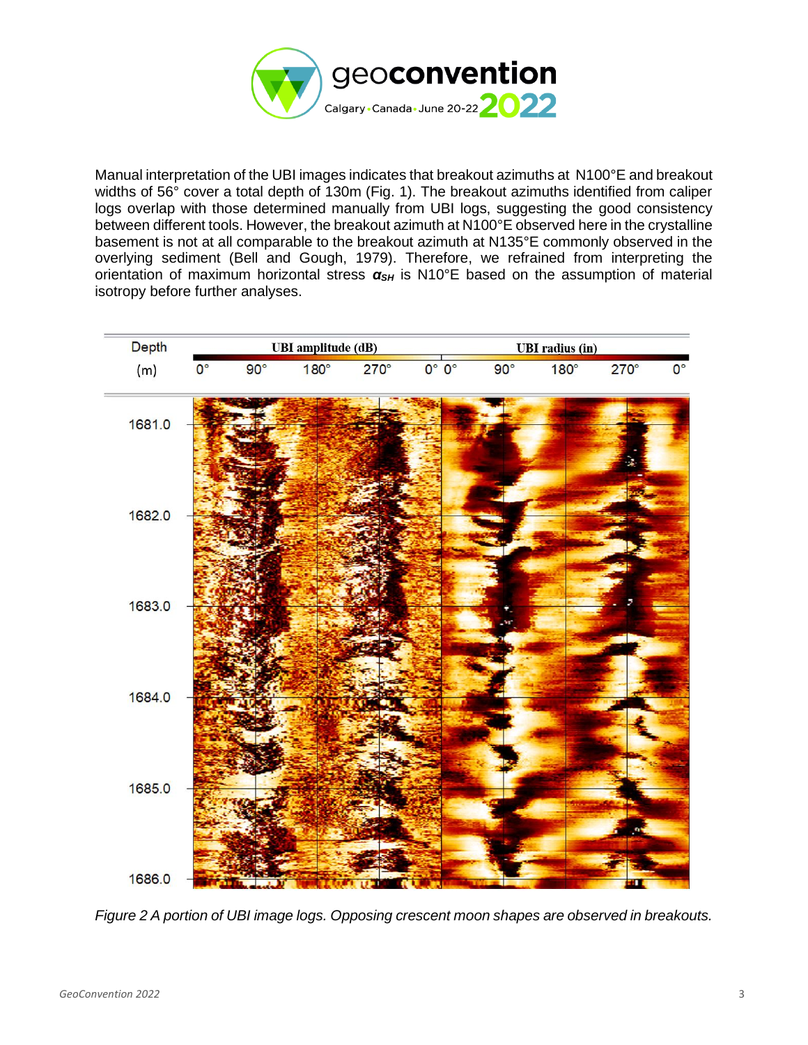Manual interpretation of the UBI images indicates that breakout azimuths at N100°E and breakout widths of 56° cover a total depth of 130m (Fig. 1). The breakout azimuths identified from caliper logs overlap with those determined manually from UBI logs, suggesting the good consistency between different tools. However, the breakout azimuth at N100°E observed here in the crystalline basement is not at all comparable to the breakout azimuth at N135°E commonly observed in the overlying sediment (Bell and Gough, 1979). Therefore, we refrained from interpreting the orientation of maximum horizontal stress $\boldsymbol{\sigma_{SH}}$ is N10°E based on the assumption of material isotropy before further analyses.

*Figure 2 A portion of UBI image logs. Opposing crescent moon shapes are observed in breakouts.*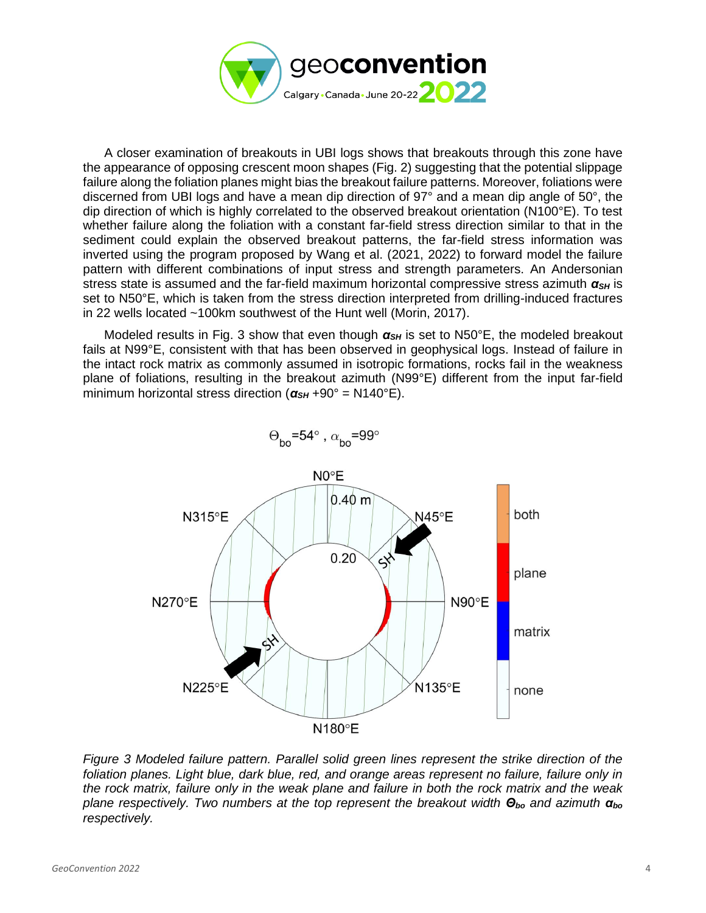A closer examination of breakouts in UBI logs shows that breakouts through this zone have the appearance of opposing crescent moon shapes (Fig. 2) suggesting that the potential slippage failure along the foliation planes might bias the breakout failure patterns. Moreover, foliations were discerned from UBI logs and have a mean dip direction of 97° and a mean dip angle of 50°, the dip direction of which is highly correlated to the observed breakout orientation (N100°E). To test whether failure along the foliation with a constant far-field stress direction similar to that in the sediment could explain the observed breakout patterns, the far-field stress information was inverted using the program proposed by Wang et al. (2021, 2022) to forward model the failure pattern with different combinations of input stress and strength parameters. An Andersonian stress state is assumed and the far-field maximum horizontal compressive stress azimuth $\alpha_{SH}$ is set to N50°E, which is taken from the stress direction interpreted from drilling-induced fractures in 22 wells located ~100km southwest of the Hunt well (Morin, 2017).

Modeled results in Fig. 3 show that even though $\alpha_{SH}$ is set to N50°E, the modeled breakout fails at N99°E, consistent with that has been observed in geophysical logs. Instead of failure in the intact rock matrix as commonly assumed in isotropic formations, rocks fail in the weakness plane of foliations, resulting in the breakout azimuth (N99°E) different from the input far-field minimum horizontal stress direction ($\alpha_{SH}$ +90° = N140°E).

*Figure 3 Modeled failure pattern. Parallel solid green lines represent the strike direction of the foliation planes. Light blue, dark blue, red, and orange areas represent no failure, failure only in the rock matrix, failure only in the weak plane and failure in both the rock matrix and the weak plane respectively. Two numbers at the top represent the breakout width $\Theta_{bo}$ and azimuth $\alpha_{bo}$ respectively.*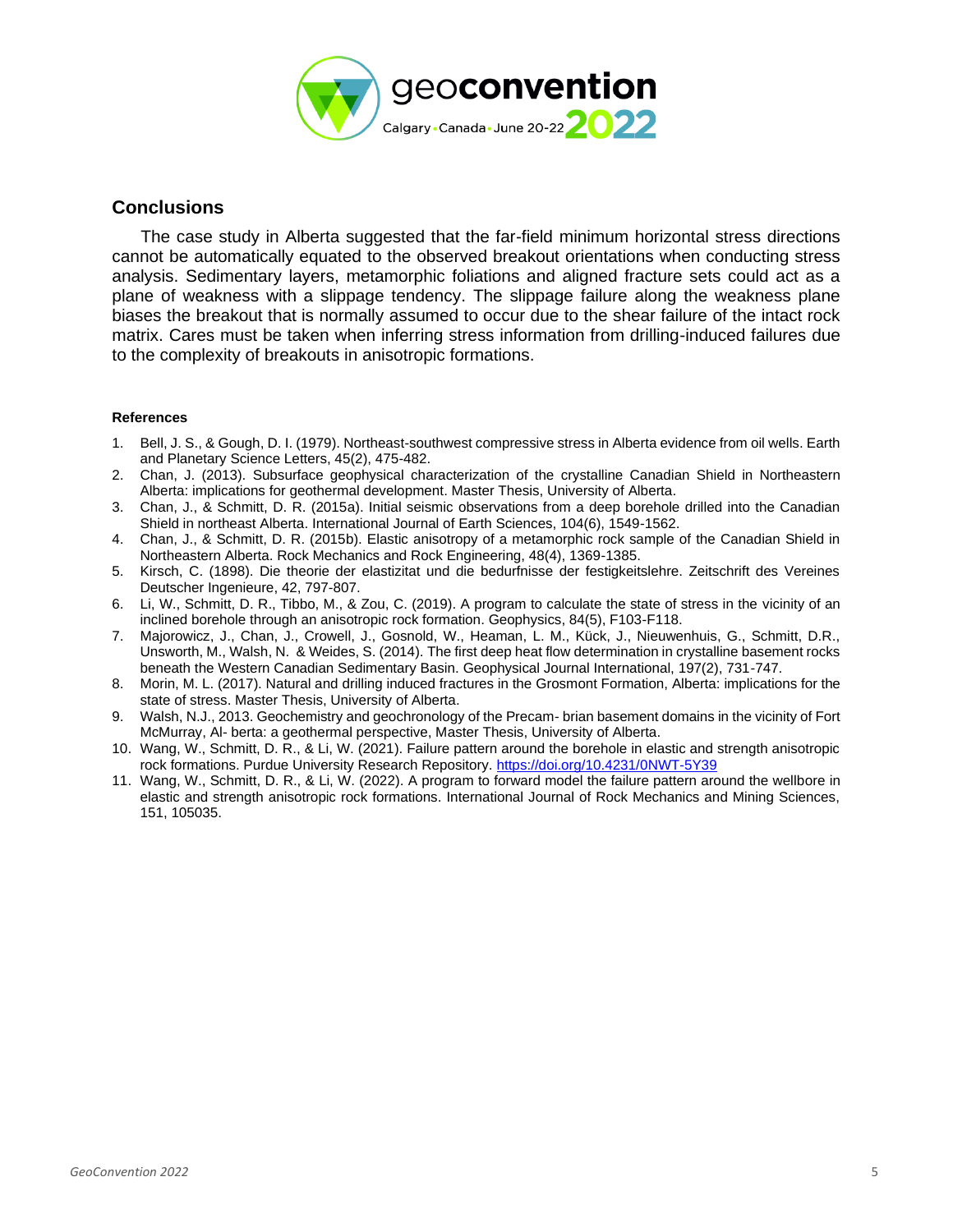## Conclusions

The case study in Alberta suggested that the far-field minimum horizontal stress directions cannot be automatically equated to the observed breakout orientations when conducting stress analysis. Sedimentary layers, metamorphic foliations and aligned fracture sets could act as a plane of weakness with a slippage tendency. The slippage failure along the weakness plane biases the breakout that is normally assumed to occur due to the shear failure of the intact rock matrix. Cares must be taken when inferring stress information from drilling-induced failures due to the complexity of breakouts in anisotropic formations.

#### References

1. Bell, J. S., & Gough, D. I. (1979). Northeast-southwest compressive stress in Alberta evidence from oil wells. Earth and Planetary Science Letters, 45(2), 475-482.
2. Chan, J. (2013). Subsurface geophysical characterization of the crystalline Canadian Shield in Northeastern Alberta: implications for geothermal development. Master Thesis, University of Alberta.
3. Chan, J., & Schmitt, D. R. (2015a). Initial seismic observations from a deep borehole drilled into the Canadian Shield in northeast Alberta. International Journal of Earth Sciences, 104(6), 1549-1562.
4. Chan, J., & Schmitt, D. R. (2015b). Elastic anisotropy of a metamorphic rock sample of the Canadian Shield in Northeastern Alberta. Rock Mechanics and Rock Engineering, 48(4), 1369-1385.
5. Kirsch, C. (1898). Die theorie der elastizitat und die bedurfnisse der festigkeitslehre. Zeitschrift des Vereines Deutscher Ingenieure, 42, 797-807.
6. Li, W., Schmitt, D. R., Tibbo, M., & Zou, C. (2019). A program to calculate the state of stress in the vicinity of an inclined borehole through an anisotropic rock formation. Geophysics, 84(5), F103-F118.
7. Majorowicz, J., Chan, J., Crowell, J., Gosnold, W., Heaman, L. M., Kück, J., Nieuwenhuis, G., Schmitt, D.R., Unsworth, M., Walsh, N. & Weides, S. (2014). The first deep heat flow determination in crystalline basement rocks beneath the Western Canadian Sedimentary Basin. Geophysical Journal International, 197(2), 731-747.
8. Morin, M. L. (2017). Natural and drilling induced fractures in the Grosmont Formation, Alberta: implications for the state of stress. Master Thesis, University of Alberta.
9. Walsh, N.J., 2013. Geochemistry and geochronology of the Precam- brian basement domains in the vicinity of Fort McMurray, Al- berta: a geothermal perspective, Master Thesis, University of Alberta.
10. Wang, W., Schmitt, D. R., & Li, W. (2021). Failure pattern around the borehole in elastic and strength anisotropic rock formations. Purdue University Research Repository. https://doi.org/10.4231/0NWT-5Y39
11. Wang, W., Schmitt, D. R., & Li, W. (2022). A program to forward model the failure pattern around the wellbore in elastic and strength anisotropic rock formations. International Journal of Rock Mechanics and Mining Sciences, 151, 105035.